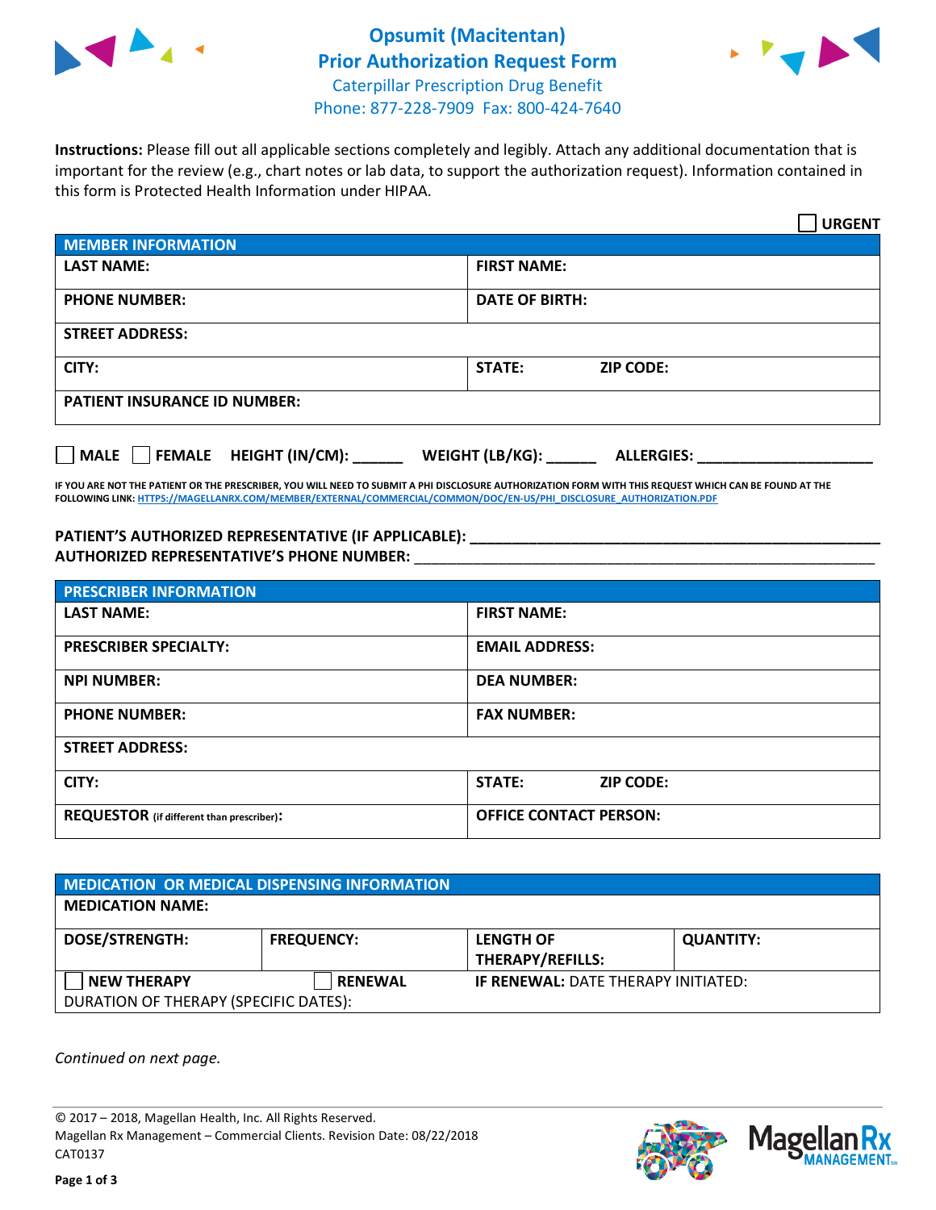# Opsumit (Macitentan) Prior Authorization Request Form

Caterpillar Prescription Drug Benefit
Phone: 877-228-7909 Fax: 800-424-7640

**Instructions:** Please fill out all applicable sections completely and legibly. Attach any additional documentation that is important for the review (e.g., chart notes or lab data, to support the authorization request). Information contained in this form is Protected Health Information under HIPAA.

☐ **URGENT**

| **MEMBER INFORMATION** | |
|---|---|
| **LAST NAME:** | **FIRST NAME:** |
| **PHONE NUMBER:** | **DATE OF BIRTH:** |
| **STREET ADDRESS:** | |
| **CITY:** | **STATE:** **ZIP CODE:** |
| **PATIENT INSURANCE ID NUMBER:** | |

☐ **MALE** ☐ **FEMALE** **HEIGHT (IN/CM):** ______ **WEIGHT (LB/KG):** ______ **ALLERGIES:** ____________________

**IF YOU ARE NOT THE PATIENT OR THE PRESCRIBER, YOU WILL NEED TO SUBMIT A PHI DISCLOSURE AUTHORIZATION FORM WITH THIS REQUEST WHICH CAN BE FOUND AT THE FOLLOWING LINK: HTTPS://MAGELLANRX.COM/MEMBER/EXTERNAL/COMMERCIAL/COMMON/DOC/EN-US/PHI_DISCLOSURE_AUTHORIZATION.PDF**

**PATIENT'S AUTHORIZED REPRESENTATIVE (IF APPLICABLE):** ____________________________________________
**AUTHORIZED REPRESENTATIVE'S PHONE NUMBER:** ____________________________________________

| **PRESCRIBER INFORMATION** | |
|---|---|
| **LAST NAME:** | **FIRST NAME:** |
| **PRESCRIBER SPECIALTY:** | **EMAIL ADDRESS:** |
| **NPI NUMBER:** | **DEA NUMBER:** |
| **PHONE NUMBER:** | **FAX NUMBER:** |
| **STREET ADDRESS:** | |
| **CITY:** | **STATE:** **ZIP CODE:** |
| **REQUESTOR** (if different than prescriber)**:** | **OFFICE CONTACT PERSON:** |

| **MEDICATION OR MEDICAL DISPENSING INFORMATION** | | | |
|---|---|---|---|
| **MEDICATION NAME:** | | | |
| **DOSE/STRENGTH:** | **FREQUENCY:** | **LENGTH OF THERAPY/REFILLS:** | **QUANTITY:** |
| ☐ **NEW THERAPY** | ☐ **RENEWAL** | **IF RENEWAL:** DATE THERAPY INITIATED: | |
| DURATION OF THERAPY (SPECIFIC DATES): | | | |

*Continued on next page.*

© 2017 – 2018, Magellan Health, Inc. All Rights Reserved.
Magellan Rx Management – Commercial Clients. Revision Date: 08/22/2018
CAT0137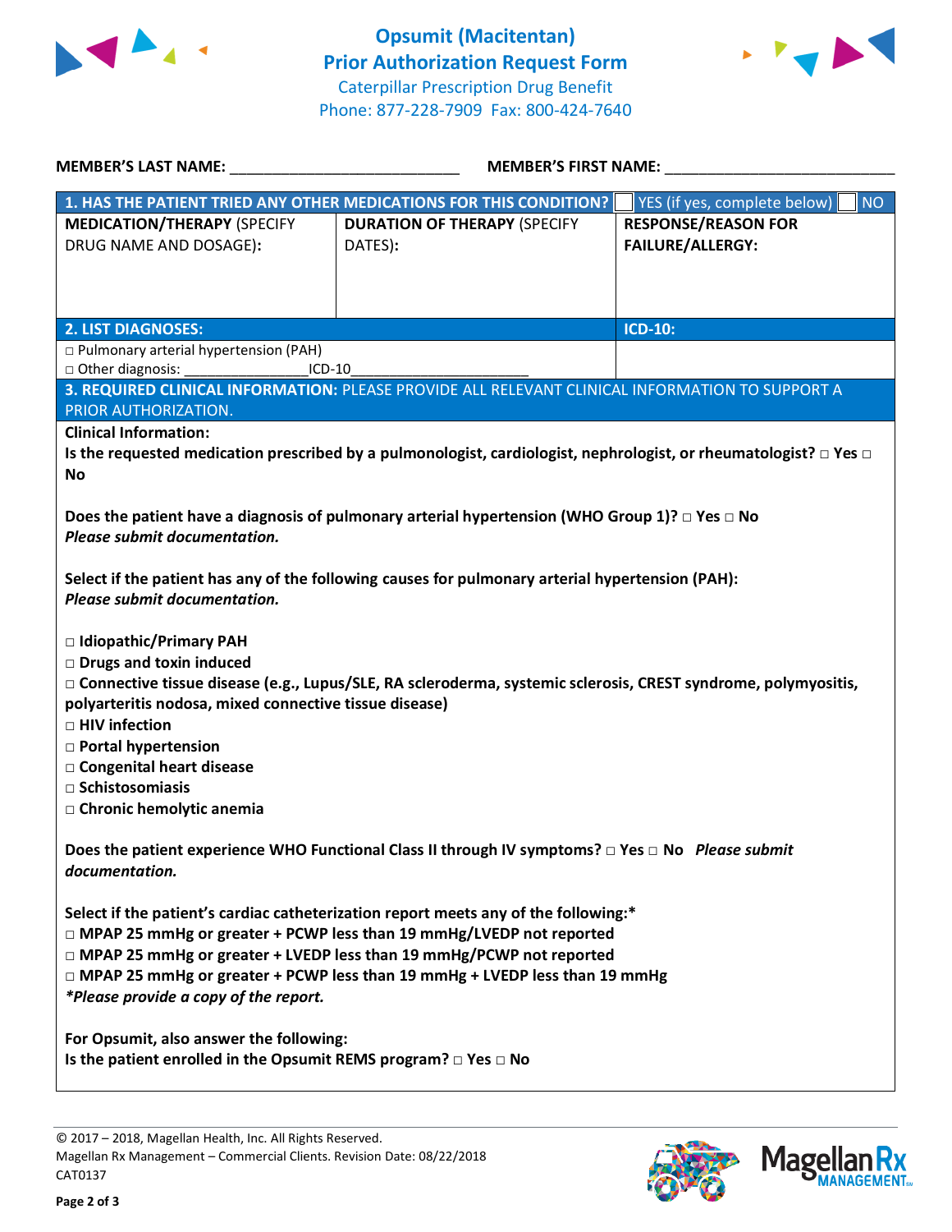# Opsumit (Macitentan)
## Prior Authorization Request Form
Caterpillar Prescription Drug Benefit
Phone: 877-228-7909 Fax: 800-424-7640

**MEMBER'S LAST NAME:** ___________________________ **MEMBER'S FIRST NAME:** ___________________________

| **1. HAS THE PATIENT TRIED ANY OTHER MEDICATIONS FOR THIS CONDITION?** | | ☐ YES (if yes, complete below) ☐ NO |
|---|---|---|
| **MEDICATION/THERAPY** (SPECIFY DRUG NAME AND DOSAGE): | **DURATION OF THERAPY** (SPECIFY DATES): | **RESPONSE/REASON FOR FAILURE/ALLERGY:** |
| | | |

| **2. LIST DIAGNOSES:** | **ICD-10:** |
|---|---|
| □ Pulmonary arterial hypertension (PAH)<br>□ Other diagnosis: ______________ICD-10_____________________ | |

**3. REQUIRED CLINICAL INFORMATION:** PLEASE PROVIDE ALL RELEVANT CLINICAL INFORMATION TO SUPPORT A PRIOR AUTHORIZATION.

**Clinical Information:**

**Is the requested medication prescribed by a pulmonologist, cardiologist, nephrologist, or rheumatologist? □ Yes □ No**

**Does the patient have a diagnosis of pulmonary arterial hypertension (WHO Group 1)? □ Yes □ No**
***Please submit documentation.***

**Select if the patient has any of the following causes for pulmonary arterial hypertension (PAH):**
***Please submit documentation.***

**□ Idiopathic/Primary PAH**
**□ Drugs and toxin induced**
**□ Connective tissue disease (e.g., Lupus/SLE, RA scleroderma, systemic sclerosis, CREST syndrome, polymyositis, polyarteritis nodosa, mixed connective tissue disease)**
**□ HIV infection**
**□ Portal hypertension**
**□ Congenital heart disease**
**□ Schistosomiasis**
**□ Chronic hemolytic anemia**

**Does the patient experience WHO Functional Class II through IV symptoms? □ Yes □ No** ***Please submit documentation.***

**Select if the patient's cardiac catheterization report meets any of the following:***
**□ MPAP 25 mmHg or greater + PCWP less than 19 mmHg/LVEDP not reported**
**□ MPAP 25 mmHg or greater + LVEDP less than 19 mmHg/PCWP not reported**
**□ MPAP 25 mmHg or greater + PCWP less than 19 mmHg + LVEDP less than 19 mmHg**
***Please provide a copy of the report.***

**For Opsumit, also answer the following:**
**Is the patient enrolled in the Opsumit REMS program? □ Yes □ No**

© 2017 – 2018, Magellan Health, Inc. All Rights Reserved.
Magellan Rx Management – Commercial Clients. Revision Date: 08/22/2018
CAT0137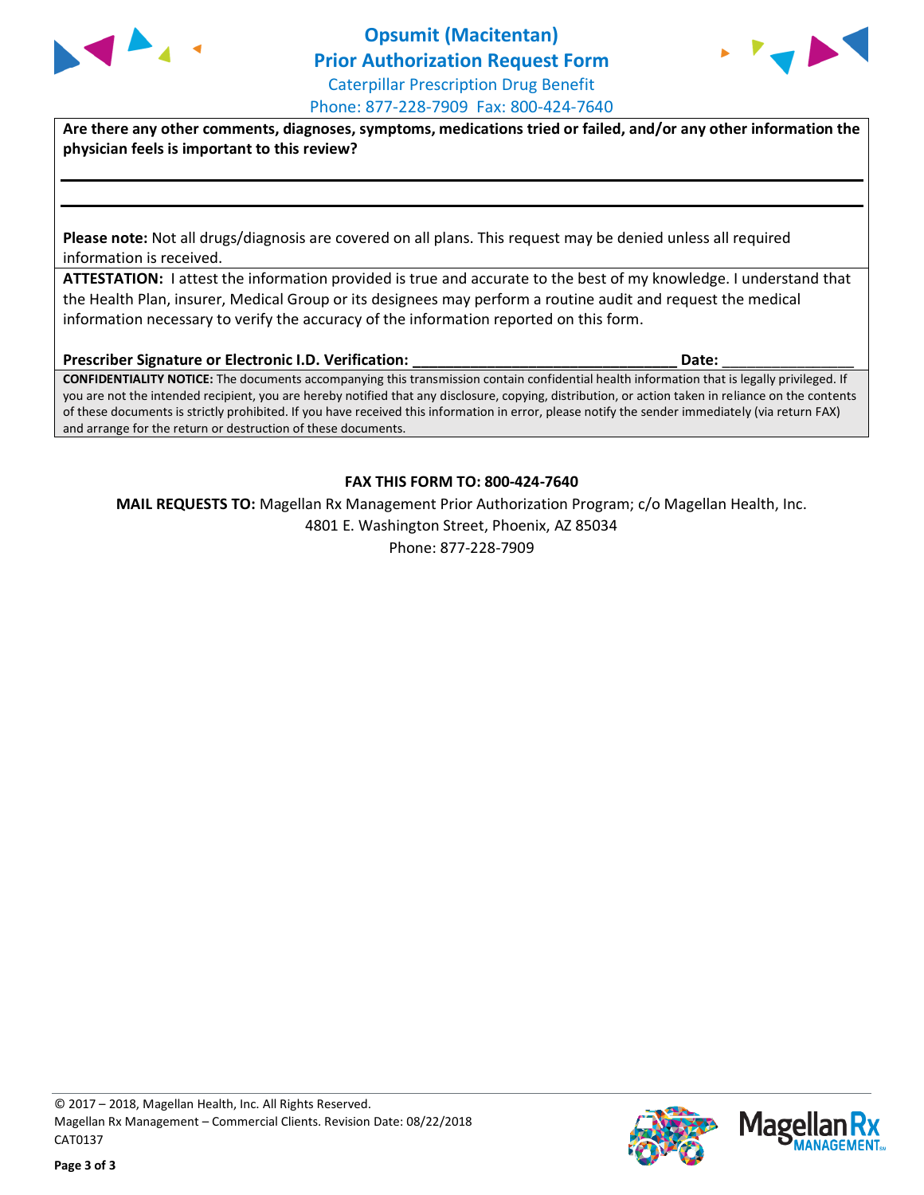Are there any other comments, diagnoses, symptoms, medications tried or failed, and/or any other information the physician feels is important to this review?

______________________________________________________________________________

______________________________________________________________________________

**Please note:** Not all drugs/diagnosis are covered on all plans. This request may be denied unless all required information is received.

**ATTESTATION:** I attest the information provided is true and accurate to the best of my knowledge. I understand that the Health Plan, insurer, Medical Group or its designees may perform a routine audit and request the medical information necessary to verify the accuracy of the information reported on this form.

**Prescriber Signature or Electronic I.D. Verification:** _______________________________ **Date:** _______________

**CONFIDENTIALITY NOTICE:** The documents accompanying this transmission contain confidential health information that is legally privileged. If you are not the intended recipient, you are hereby notified that any disclosure, copying, distribution, or action taken in reliance on the contents of these documents is strictly prohibited. If you have received this information in error, please notify the sender immediately (via return FAX) and arrange for the return or destruction of these documents.

**FAX THIS FORM TO: 800-424-7640**

**MAIL REQUESTS TO:** Magellan Rx Management Prior Authorization Program; c/o Magellan Health, Inc.
4801 E. Washington Street, Phoenix, AZ 85034
Phone: 877-228-7909

© 2017 – 2018, Magellan Health, Inc. All Rights Reserved.
Magellan Rx Management – Commercial Clients. Revision Date: 08/22/2018
CAT0137